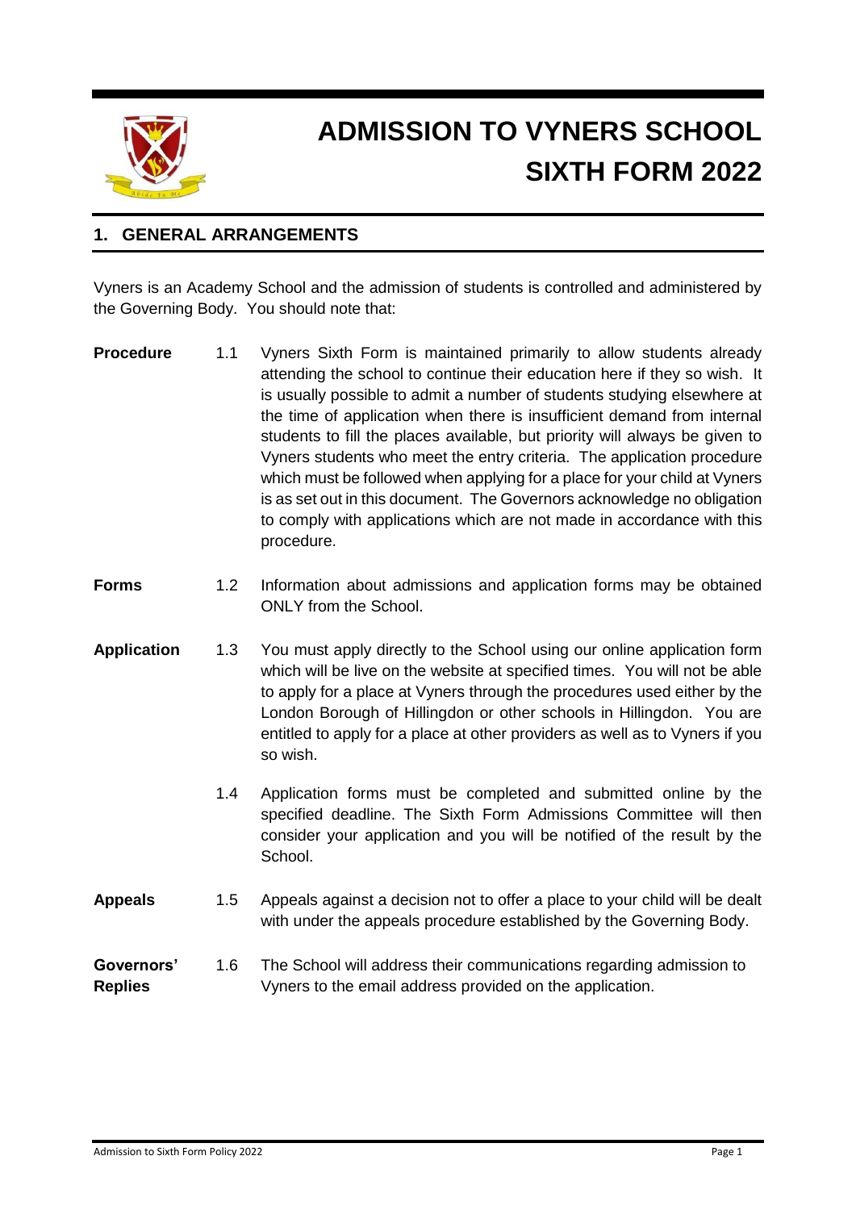# ADMISSION TO VYNERS SCHOOL SIXTH FORM 2022

## 1. GENERAL ARRANGEMENTS

Vyners is an Academy School and the admission of students is controlled and administered by the Governing Body. You should note that:

**Procedure**

1.1 Vyners Sixth Form is maintained primarily to allow students already attending the school to continue their education here if they so wish. It is usually possible to admit a number of students studying elsewhere at the time of application when there is insufficient demand from internal students to fill the places available, but priority will always be given to Vyners students who meet the entry criteria. The application procedure which must be followed when applying for a place for your child at Vyners is as set out in this document. The Governors acknowledge no obligation to comply with applications which are not made in accordance with this procedure.

**Forms**

1.2 Information about admissions and application forms may be obtained ONLY from the School.

**Application**

1.3 You must apply directly to the School using our online application form which will be live on the website at specified times. You will not be able to apply for a place at Vyners through the procedures used either by the London Borough of Hillingdon or other schools in Hillingdon. You are entitled to apply for a place at other providers as well as to Vyners if you so wish.

1.4 Application forms must be completed and submitted online by the specified deadline. The Sixth Form Admissions Committee will then consider your application and you will be notified of the result by the School.

**Appeals**

1.5 Appeals against a decision not to offer a place to your child will be dealt with under the appeals procedure established by the Governing Body.

**Governors' Replies**

1.6 The School will address their communications regarding admission to Vyners to the email address provided on the application.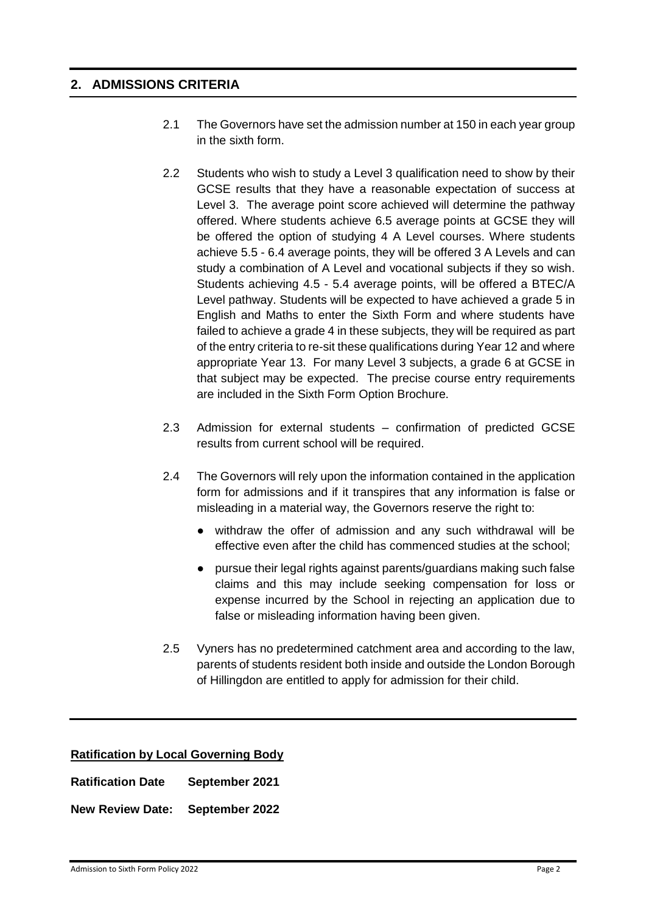## 2. ADMISSIONS CRITERIA

2.1 The Governors have set the admission number at 150 in each year group in the sixth form.

2.2 Students who wish to study a Level 3 qualification need to show by their GCSE results that they have a reasonable expectation of success at Level 3. The average point score achieved will determine the pathway offered. Where students achieve 6.5 average points at GCSE they will be offered the option of studying 4 A Level courses. Where students achieve 5.5 - 6.4 average points, they will be offered 3 A Levels and can study a combination of A Level and vocational subjects if they so wish. Students achieving 4.5 - 5.4 average points, will be offered a BTEC/A Level pathway. Students will be expected to have achieved a grade 5 in English and Maths to enter the Sixth Form and where students have failed to achieve a grade 4 in these subjects, they will be required as part of the entry criteria to re-sit these qualifications during Year 12 and where appropriate Year 13. For many Level 3 subjects, a grade 6 at GCSE in that subject may be expected. The precise course entry requirements are included in the Sixth Form Option Brochure.

2.3 Admission for external students – confirmation of predicted GCSE results from current school will be required.

2.4 The Governors will rely upon the information contained in the application form for admissions and if it transpires that any information is false or misleading in a material way, the Governors reserve the right to:

- withdraw the offer of admission and any such withdrawal will be effective even after the child has commenced studies at the school;
- pursue their legal rights against parents/guardians making such false claims and this may include seeking compensation for loss or expense incurred by the School in rejecting an application due to false or misleading information having been given.

2.5 Vyners has no predetermined catchment area and according to the law, parents of students resident both inside and outside the London Borough of Hillingdon are entitled to apply for admission for their child.

**Ratification by Local Governing Body**

**Ratification Date** **September 2021**

**New Review Date:** **September 2022**